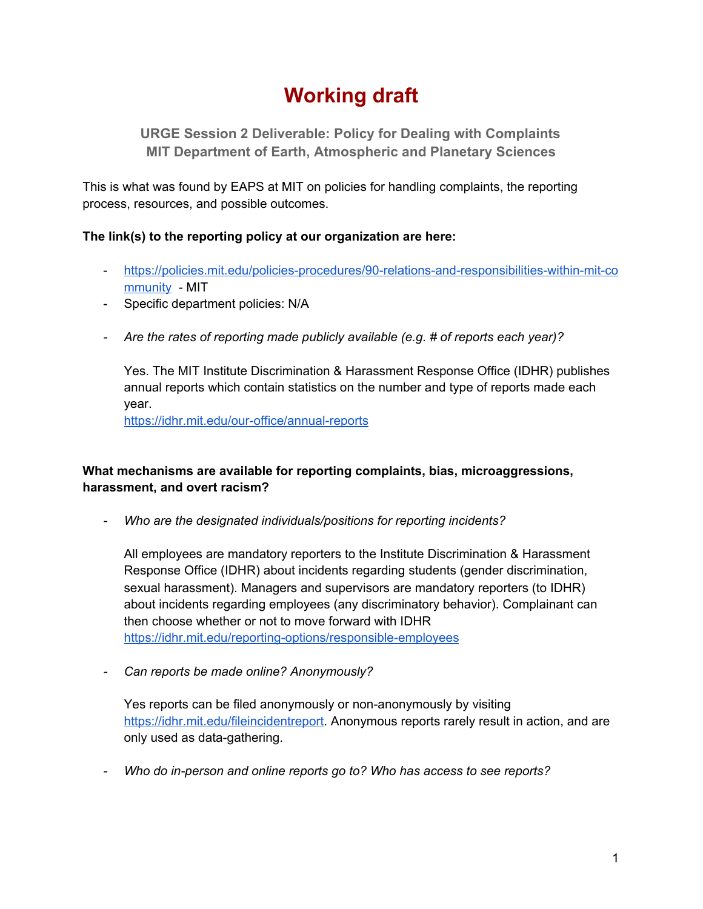# Working draft

### URGE Session 2 Deliverable: Policy for Dealing with Complaints
### MIT Department of Earth, Atmospheric and Planetary Sciences

This is what was found by EAPS at MIT on policies for handling complaints, the reporting process, resources, and possible outcomes.

**The link(s) to the reporting policy at our organization are here:**

- https://policies.mit.edu/policies-procedures/90-relations-and-responsibilities-within-mit-community - MIT
- Specific department policies: N/A

- *Are the rates of reporting made publicly available (e.g. # of reports each year)?*

  Yes. The MIT Institute Discrimination & Harassment Response Office (IDHR) publishes annual reports which contain statistics on the number and type of reports made each year.
  https://idhr.mit.edu/our-office/annual-reports

**What mechanisms are available for reporting complaints, bias, microaggressions, harassment, and overt racism?**

- *Who are the designated individuals/positions for reporting incidents?*

  All employees are mandatory reporters to the Institute Discrimination & Harassment Response Office (IDHR) about incidents regarding students (gender discrimination, sexual harassment). Managers and supervisors are mandatory reporters (to IDHR) about incidents regarding employees (any discriminatory behavior). Complainant can then choose whether or not to move forward with IDHR
  https://idhr.mit.edu/reporting-options/responsible-employees

- *Can reports be made online? Anonymously?*

  Yes reports can be filed anonymously or non-anonymously by visiting https://idhr.mit.edu/fileincidentreport. Anonymous reports rarely result in action, and are only used as data-gathering.

- *Who do in-person and online reports go to? Who has access to see reports?*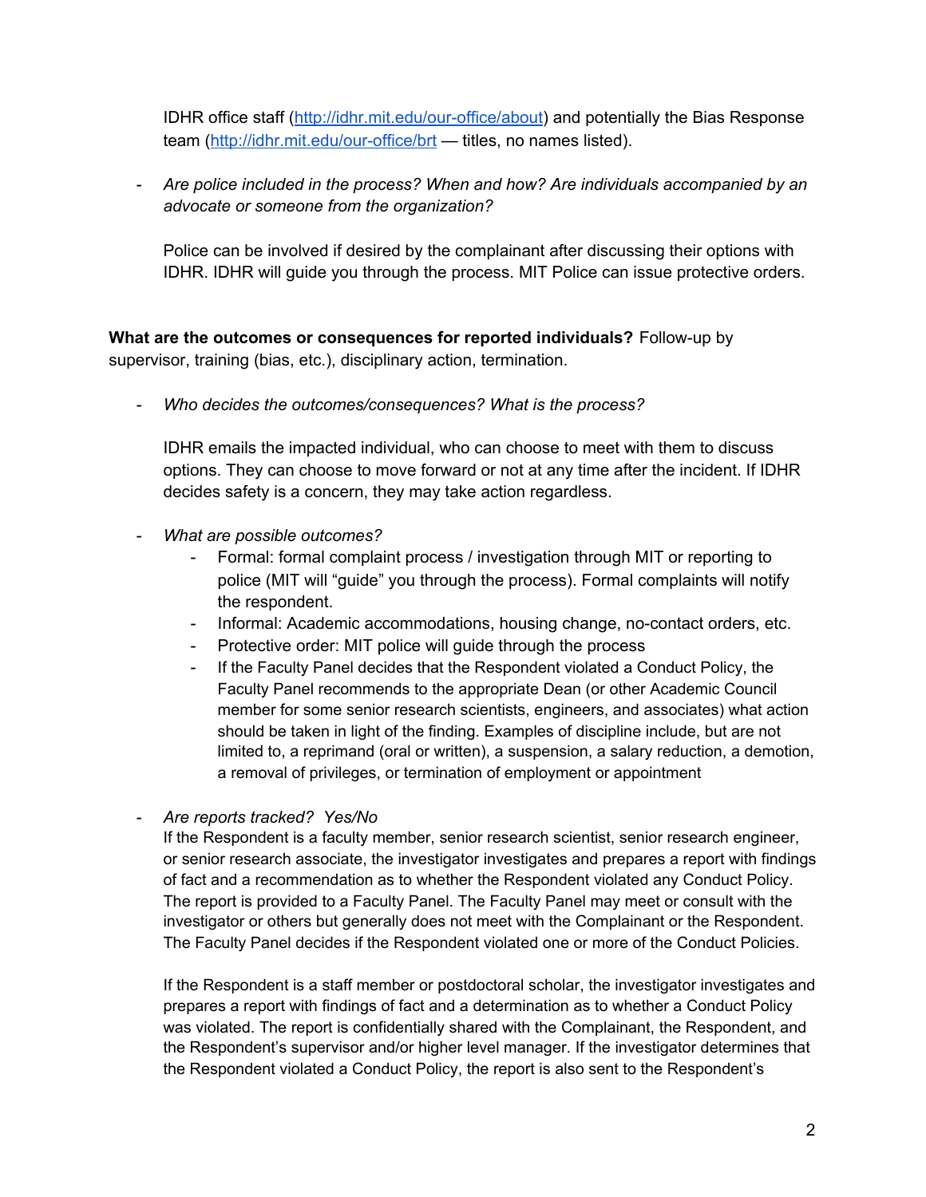IDHR office staff (http://idhr.mit.edu/our-office/about) and potentially the Bias Response team (http://idhr.mit.edu/our-office/brt — titles, no names listed).

- *Are police included in the process? When and how? Are individuals accompanied by an advocate or someone from the organization?*

  Police can be involved if desired by the complainant after discussing their options with IDHR. IDHR will guide you through the process. MIT Police can issue protective orders.

**What are the outcomes or consequences for reported individuals?** Follow-up by supervisor, training (bias, etc.), disciplinary action, termination.

- *Who decides the outcomes/consequences? What is the process?*

  IDHR emails the impacted individual, who can choose to meet with them to discuss options. They can choose to move forward or not at any time after the incident. If IDHR decides safety is a concern, they may take action regardless.

- *What are possible outcomes?*
  - Formal: formal complaint process / investigation through MIT or reporting to police (MIT will "guide" you through the process). Formal complaints will notify the respondent.
  - Informal: Academic accommodations, housing change, no-contact orders, etc.
  - Protective order: MIT police will guide through the process
  - If the Faculty Panel decides that the Respondent violated a Conduct Policy, the Faculty Panel recommends to the appropriate Dean (or other Academic Council member for some senior research scientists, engineers, and associates) what action should be taken in light of the finding. Examples of discipline include, but are not limited to, a reprimand (oral or written), a suspension, a salary reduction, a demotion, a removal of privileges, or termination of employment or appointment

- *Are reports tracked? Yes/No*
  If the Respondent is a faculty member, senior research scientist, senior research engineer, or senior research associate, the investigator investigates and prepares a report with findings of fact and a recommendation as to whether the Respondent violated any Conduct Policy. The report is provided to a Faculty Panel. The Faculty Panel may meet or consult with the investigator or others but generally does not meet with the Complainant or the Respondent. The Faculty Panel decides if the Respondent violated one or more of the Conduct Policies.

  If the Respondent is a staff member or postdoctoral scholar, the investigator investigates and prepares a report with findings of fact and a determination as to whether a Conduct Policy was violated. The report is confidentially shared with the Complainant, the Respondent, and the Respondent's supervisor and/or higher level manager. If the investigator determines that the Respondent violated a Conduct Policy, the report is also sent to the Respondent's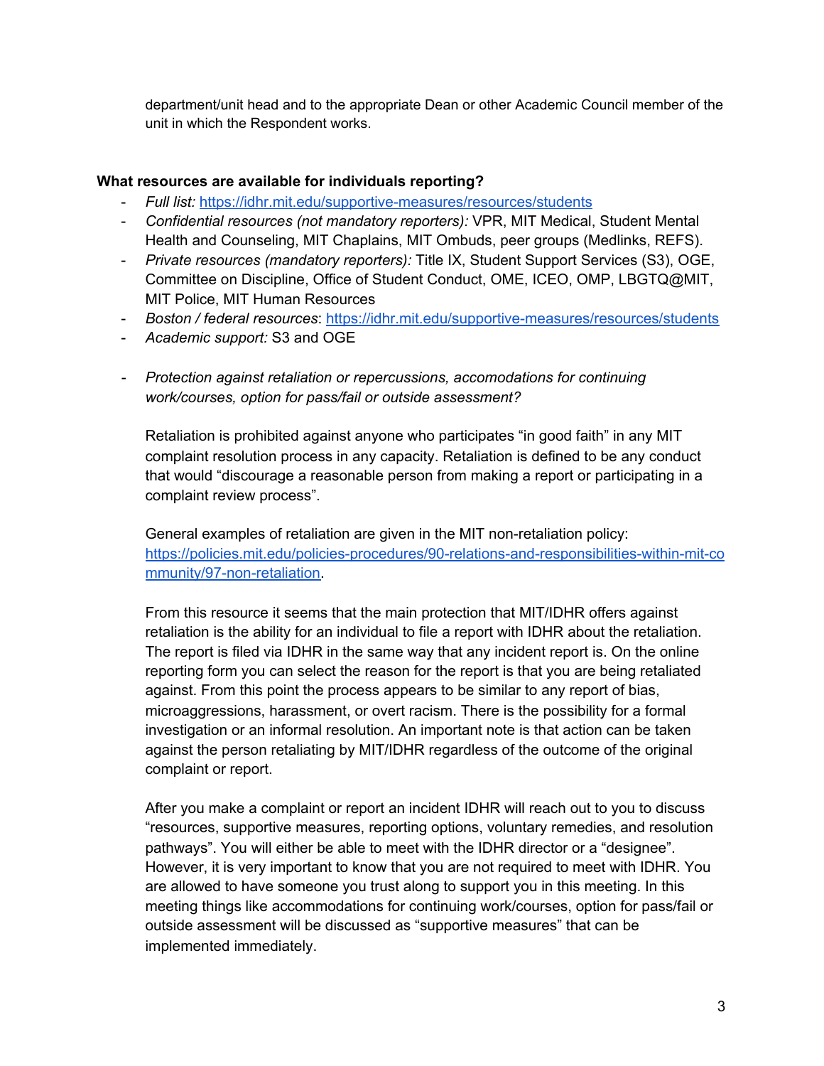department/unit head and to the appropriate Dean or other Academic Council member of the unit in which the Respondent works.

**What resources are available for individuals reporting?**

- *Full list:* https://idhr.mit.edu/supportive-measures/resources/students
- *Confidential resources (not mandatory reporters):* VPR, MIT Medical, Student Mental Health and Counseling, MIT Chaplains, MIT Ombuds, peer groups (Medlinks, REFS).
- *Private resources (mandatory reporters):* Title IX, Student Support Services (S3), OGE, Committee on Discipline, Office of Student Conduct, OME, ICEO, OMP, LBGTQ@MIT, MIT Police, MIT Human Resources
- *Boston / federal resources*: https://idhr.mit.edu/supportive-measures/resources/students
- *Academic support:* S3 and OGE

- *Protection against retaliation or repercussions, accomodations for continuing work/courses, option for pass/fail or outside assessment?*

  Retaliation is prohibited against anyone who participates "in good faith" in any MIT complaint resolution process in any capacity. Retaliation is defined to be any conduct that would "discourage a reasonable person from making a report or participating in a complaint review process".

  General examples of retaliation are given in the MIT non-retaliation policy: https://policies.mit.edu/policies-procedures/90-relations-and-responsibilities-within-mit-community/97-non-retaliation.

  From this resource it seems that the main protection that MIT/IDHR offers against retaliation is the ability for an individual to file a report with IDHR about the retaliation. The report is filed via IDHR in the same way that any incident report is. On the online reporting form you can select the reason for the report is that you are being retaliated against. From this point the process appears to be similar to any report of bias, microaggressions, harassment, or overt racism. There is the possibility for a formal investigation or an informal resolution. An important note is that action can be taken against the person retaliating by MIT/IDHR regardless of the outcome of the original complaint or report.

  After you make a complaint or report an incident IDHR will reach out to you to discuss "resources, supportive measures, reporting options, voluntary remedies, and resolution pathways". You will either be able to meet with the IDHR director or a "designee". However, it is very important to know that you are not required to meet with IDHR. You are allowed to have someone you trust along to support you in this meeting. In this meeting things like accommodations for continuing work/courses, option for pass/fail or outside assessment will be discussed as "supportive measures" that can be implemented immediately.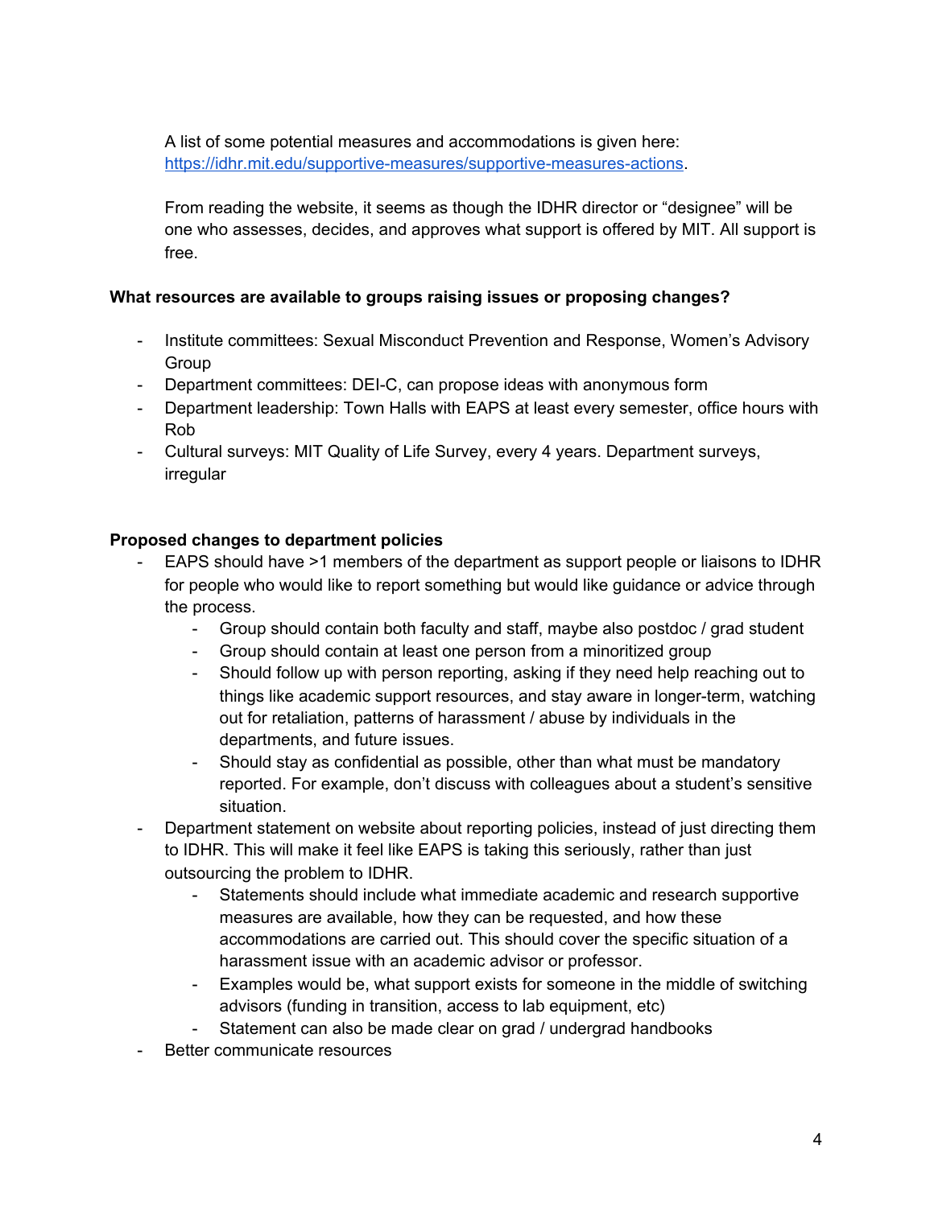A list of some potential measures and accommodations is given here: [https://idhr.mit.edu/supportive-measures/supportive-measures-actions](https://idhr.mit.edu/supportive-measures/supportive-measures-actions).

From reading the website, it seems as though the IDHR director or "designee" will be one who assesses, decides, and approves what support is offered by MIT. All support is free.

**What resources are available to groups raising issues or proposing changes?**

- Institute committees: Sexual Misconduct Prevention and Response, Women's Advisory Group
- Department committees: DEI-C, can propose ideas with anonymous form
- Department leadership: Town Halls with EAPS at least every semester, office hours with Rob
- Cultural surveys: MIT Quality of Life Survey, every 4 years. Department surveys, irregular

**Proposed changes to department policies**

- EAPS should have >1 members of the department as support people or liaisons to IDHR for people who would like to report something but would like guidance or advice through the process.
    - Group should contain both faculty and staff, maybe also postdoc / grad student
    - Group should contain at least one person from a minoritized group
    - Should follow up with person reporting, asking if they need help reaching out to things like academic support resources, and stay aware in longer-term, watching out for retaliation, patterns of harassment / abuse by individuals in the departments, and future issues.
    - Should stay as confidential as possible, other than what must be mandatory reported. For example, don't discuss with colleagues about a student's sensitive situation.
- Department statement on website about reporting policies, instead of just directing them to IDHR. This will make it feel like EAPS is taking this seriously, rather than just outsourcing the problem to IDHR.
    - Statements should include what immediate academic and research supportive measures are available, how they can be requested, and how these accommodations are carried out. This should cover the specific situation of a harassment issue with an academic advisor or professor.
    - Examples would be, what support exists for someone in the middle of switching advisors (funding in transition, access to lab equipment, etc)
    - Statement can also be made clear on grad / undergrad handbooks
- Better communicate resources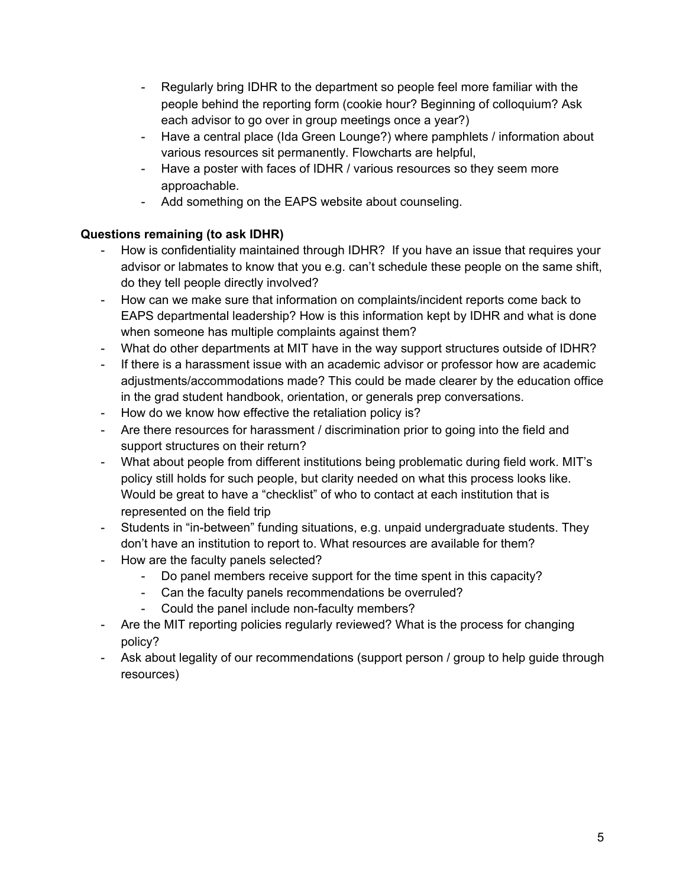- Regularly bring IDHR to the department so people feel more familiar with the people behind the reporting form (cookie hour? Beginning of colloquium? Ask each advisor to go over in group meetings once a year?)
- Have a central place (Ida Green Lounge?) where pamphlets / information about various resources sit permanently. Flowcharts are helpful,
- Have a poster with faces of IDHR / various resources so they seem more approachable.
- Add something on the EAPS website about counseling.

**Questions remaining (to ask IDHR)**

- How is confidentiality maintained through IDHR? If you have an issue that requires your advisor or labmates to know that you e.g. can't schedule these people on the same shift, do they tell people directly involved?
- How can we make sure that information on complaints/incident reports come back to EAPS departmental leadership? How is this information kept by IDHR and what is done when someone has multiple complaints against them?
- What do other departments at MIT have in the way support structures outside of IDHR?
- If there is a harassment issue with an academic advisor or professor how are academic adjustments/accommodations made? This could be made clearer by the education office in the grad student handbook, orientation, or generals prep conversations.
- How do we know how effective the retaliation policy is?
- Are there resources for harassment / discrimination prior to going into the field and support structures on their return?
- What about people from different institutions being problematic during field work. MIT's policy still holds for such people, but clarity needed on what this process looks like. Would be great to have a "checklist" of who to contact at each institution that is represented on the field trip
- Students in "in-between" funding situations, e.g. unpaid undergraduate students. They don't have an institution to report to. What resources are available for them?
- How are the faculty panels selected?
    - Do panel members receive support for the time spent in this capacity?
    - Can the faculty panels recommendations be overruled?
    - Could the panel include non-faculty members?
- Are the MIT reporting policies regularly reviewed? What is the process for changing policy?
- Ask about legality of our recommendations (support person / group to help guide through resources)